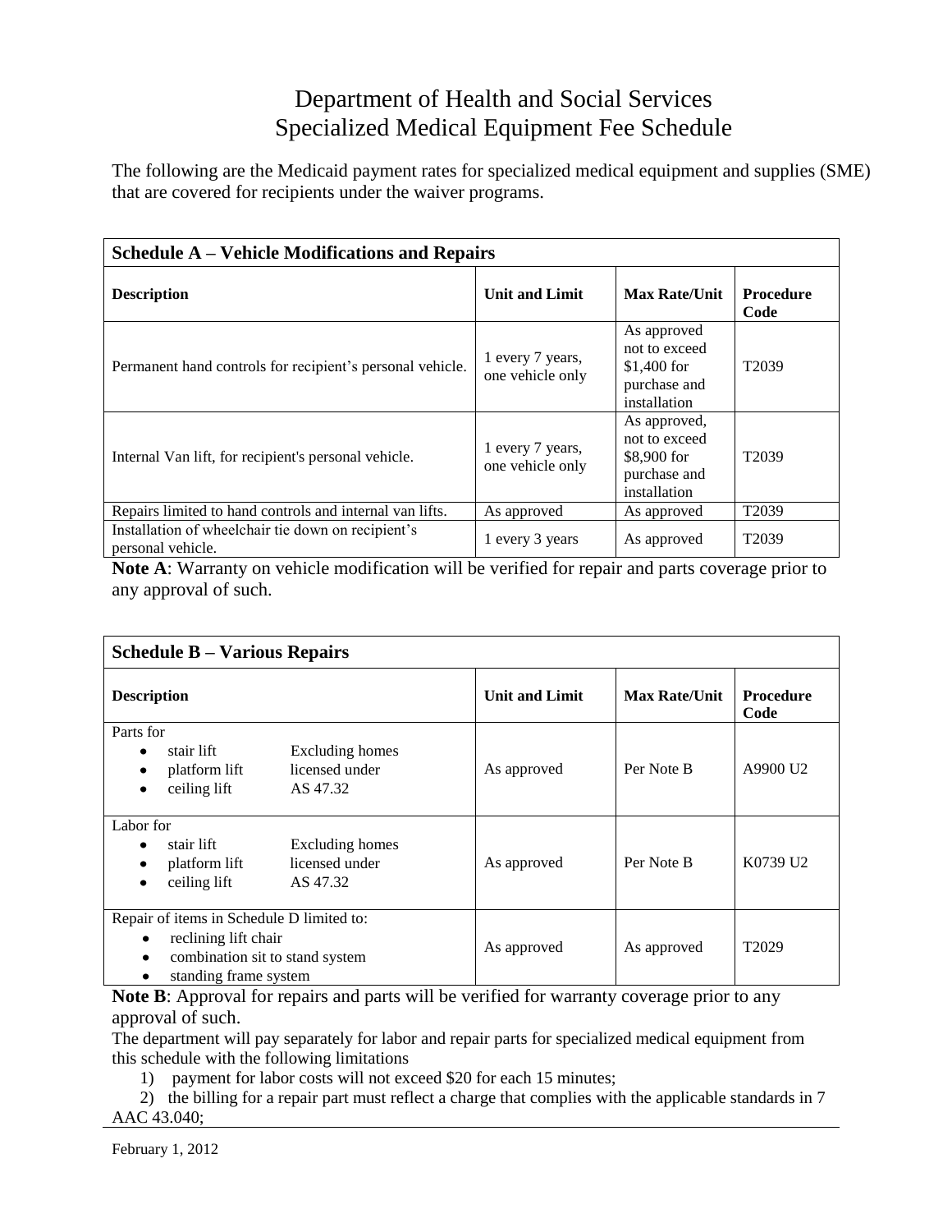# Department of Health and Social Services
# Specialized Medical Equipment Fee Schedule

The following are the Medicaid payment rates for specialized medical equipment and supplies (SME) that are covered for recipients under the waiver programs.

| Schedule A – Vehicle Modifications and Repairs | | | |
|---|---|---|---|
| **Description** | **Unit and Limit** | **Max Rate/Unit** | **Procedure Code** |
| Permanent hand controls for recipient's personal vehicle. | 1 every 7 years, one vehicle only | As approved not to exceed $1,400 for purchase and installation | T2039 |
| Internal Van lift, for recipient's personal vehicle. | 1 every 7 years, one vehicle only | As approved, not to exceed $8,900 for purchase and installation | T2039 |
| Repairs limited to hand controls and internal van lifts. | As approved | As approved | T2039 |
| Installation of wheelchair tie down on recipient's personal vehicle. | 1 every 3 years | As approved | T2039 |

**Note A**: Warranty on vehicle modification will be verified for repair and parts coverage prior to any approval of such.

| Schedule B – Various Repairs | | | |
|---|---|---|---|
| **Description** | **Unit and Limit** | **Max Rate/Unit** | **Procedure Code** |
| Parts for<br>• stair lift<br>• platform lift<br>• ceiling lift<br>Excluding homes licensed under AS 47.32 | As approved | Per Note B | A9900 U2 |
| Labor for<br>• stair lift<br>• platform lift<br>• ceiling lift<br>Excluding homes licensed under AS 47.32 | As approved | Per Note B | K0739 U2 |
| Repair of items in Schedule D limited to:<br>• reclining lift chair<br>• combination sit to stand system<br>• standing frame system | As approved | As approved | T2029 |

**Note B**: Approval for repairs and parts will be verified for warranty coverage prior to any approval of such.

The department will pay separately for labor and repair parts for specialized medical equipment from this schedule with the following limitations

1) payment for labor costs will not exceed $20 for each 15 minutes;
2) the billing for a repair part must reflect a charge that complies with the applicable standards in 7 AAC 43.040;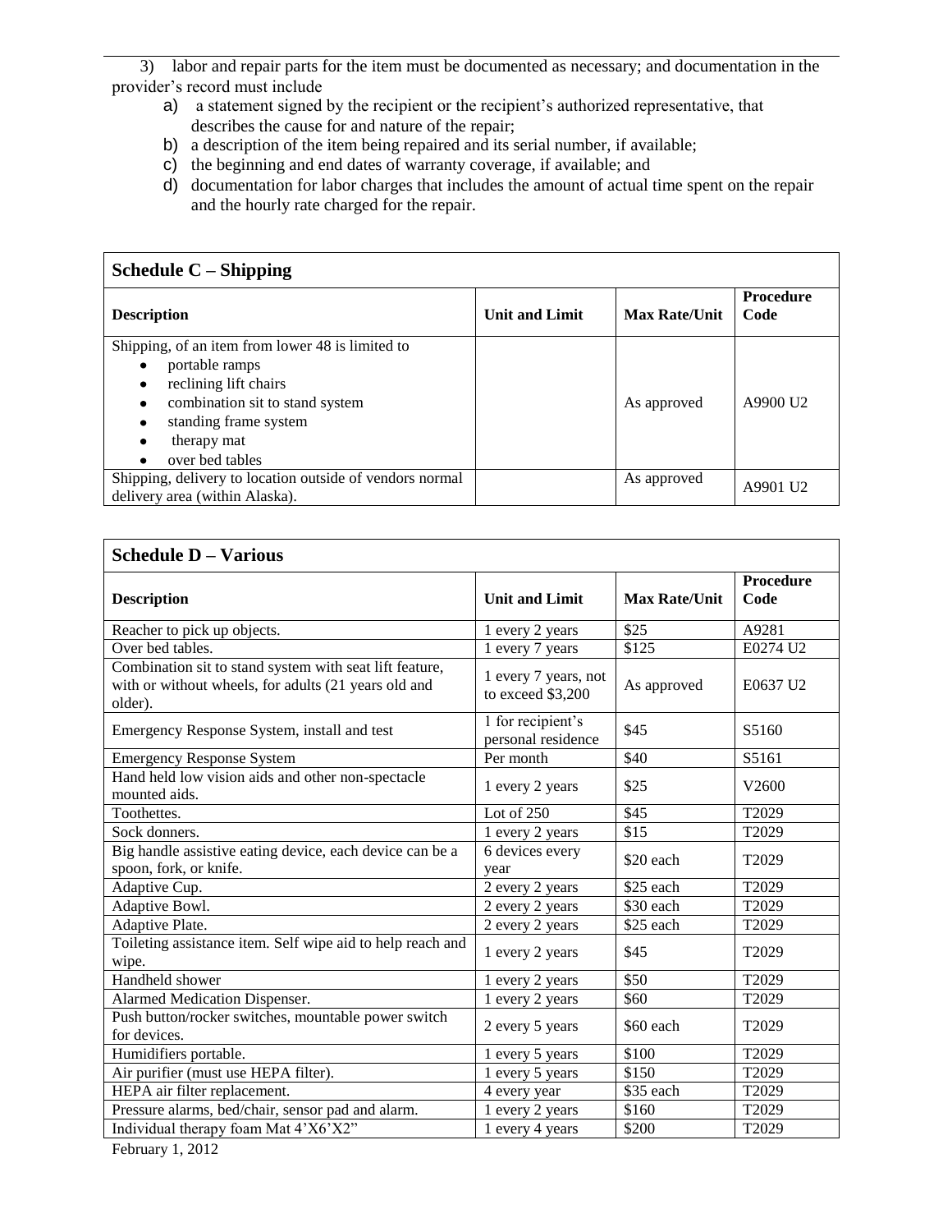3) labor and repair parts for the item must be documented as necessary; and documentation in the provider's record must include

a) a statement signed by the recipient or the recipient's authorized representative, that describes the cause for and nature of the repair;

b) a description of the item being repaired and its serial number, if available;

c) the beginning and end dates of warranty coverage, if available; and

d) documentation for labor charges that includes the amount of actual time spent on the repair and the hourly rate charged for the repair.

| **Schedule C – Shipping** | | | |
|---|---|---|---|
| **Description** | **Unit and Limit** | **Max Rate/Unit** | **Procedure Code** |
| Shipping, of an item from lower 48 is limited to<br>• portable ramps<br>• reclining lift chairs<br>• combination sit to stand system<br>• standing frame system<br>• therapy mat<br>• over bed tables | | As approved | A9900 U2 |
| Shipping, delivery to location outside of vendors normal delivery area (within Alaska). | | As approved | A9901 U2 |

| **Schedule D – Various** | | | |
|---|---|---|---|
| **Description** | **Unit and Limit** | **Max Rate/Unit** | **Procedure Code** |
| Reacher to pick up objects. | 1 every 2 years | $25 | A9281 |
| Over bed tables. | 1 every 7 years | $125 | E0274 U2 |
| Combination sit to stand system with seat lift feature, with or without wheels, for adults (21 years old and older). | 1 every 7 years, not to exceed $3,200 | As approved | E0637 U2 |
| Emergency Response System, install and test | 1 for recipient's personal residence | $45 | S5160 |
| Emergency Response System | Per month | $40 | S5161 |
| Hand held low vision aids and other non-spectacle mounted aids. | 1 every 2 years | $25 | V2600 |
| Toothettes. | Lot of 250 | $45 | T2029 |
| Sock donners. | 1 every 2 years | $15 | T2029 |
| Big handle assistive eating device, each device can be a spoon, fork, or knife. | 6 devices every year | $20 each | T2029 |
| Adaptive Cup. | 2 every 2 years | $25 each | T2029 |
| Adaptive Bowl. | 2 every 2 years | $30 each | T2029 |
| Adaptive Plate. | 2 every 2 years | $25 each | T2029 |
| Toileting assistance item. Self wipe aid to help reach and wipe. | 1 every 2 years | $45 | T2029 |
| Handheld shower | 1 every 2 years | $50 | T2029 |
| Alarmed Medication Dispenser. | 1 every 2 years | $60 | T2029 |
| Push button/rocker switches, mountable power switch for devices. | 2 every 5 years | $60 each | T2029 |
| Humidifiers portable. | 1 every 5 years | $100 | T2029 |
| Air purifier (must use HEPA filter). | 1 every 5 years | $150 | T2029 |
| HEPA air filter replacement. | 4 every year | $35 each | T2029 |
| Pressure alarms, bed/chair, sensor pad and alarm. | 1 every 2 years | $160 | T2029 |
| Individual therapy foam Mat 4'X6'X2" | 1 every 4 years | $200 | T2029 |

February 1, 2012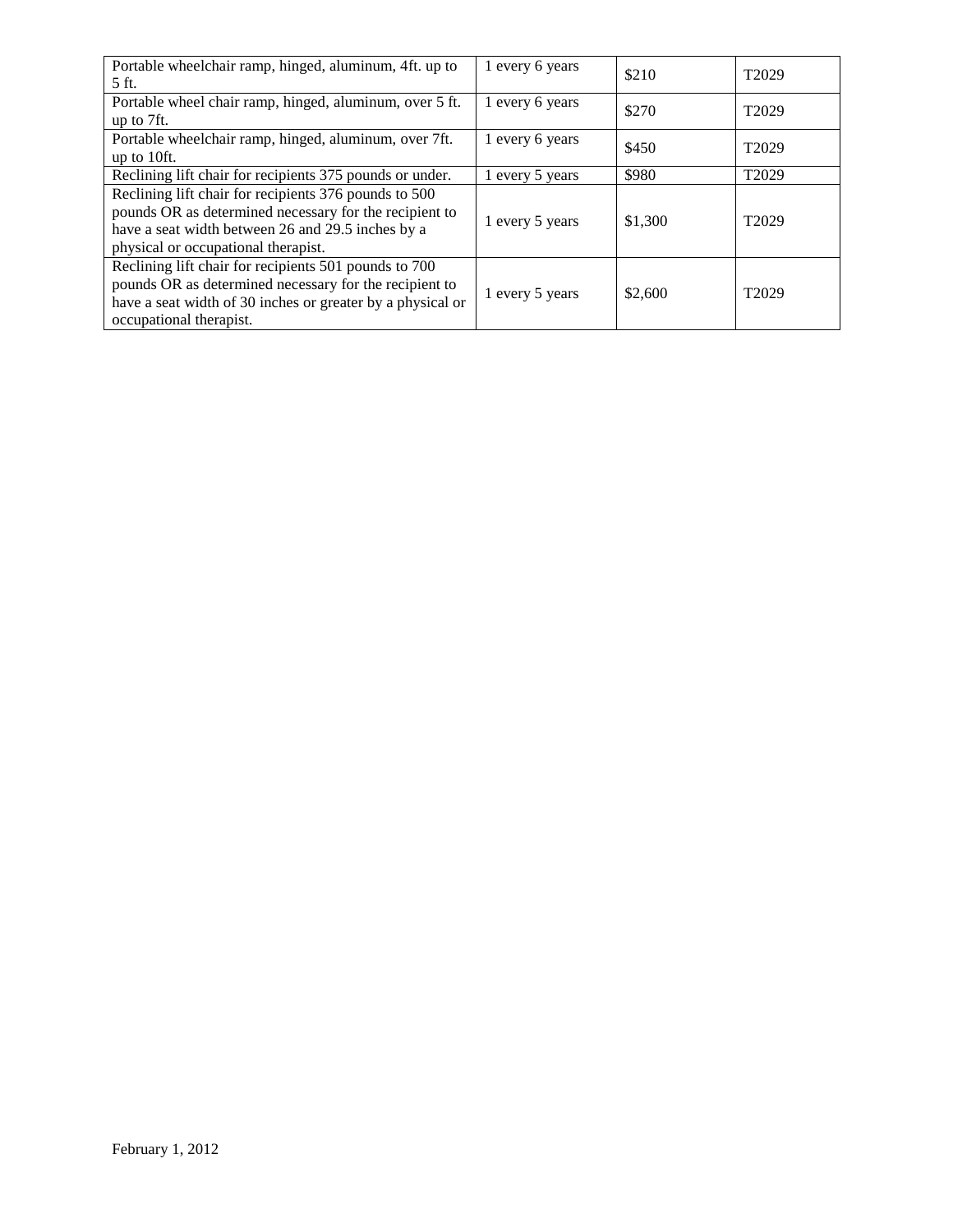| | | | |
|---|---|---|---|
| Portable wheelchair ramp, hinged, aluminum, 4ft. up to 5 ft. | 1 every 6 years | $210 | T2029 |
| Portable wheel chair ramp, hinged, aluminum, over 5 ft. up to 7ft. | 1 every 6 years | $270 | T2029 |
| Portable wheelchair ramp, hinged, aluminum, over 7ft. up to 10ft. | 1 every 6 years | $450 | T2029 |
| Reclining lift chair for recipients 375 pounds or under. | 1 every 5 years | $980 | T2029 |
| Reclining lift chair for recipients 376 pounds to 500 pounds OR as determined necessary for the recipient to have a seat width between 26 and 29.5 inches by a physical or occupational therapist. | 1 every 5 years | $1,300 | T2029 |
| Reclining lift chair for recipients 501 pounds to 700 pounds OR as determined necessary for the recipient to have a seat width of 30 inches or greater by a physical or occupational therapist. | 1 every 5 years | $2,600 | T2029 |

February 1, 2012